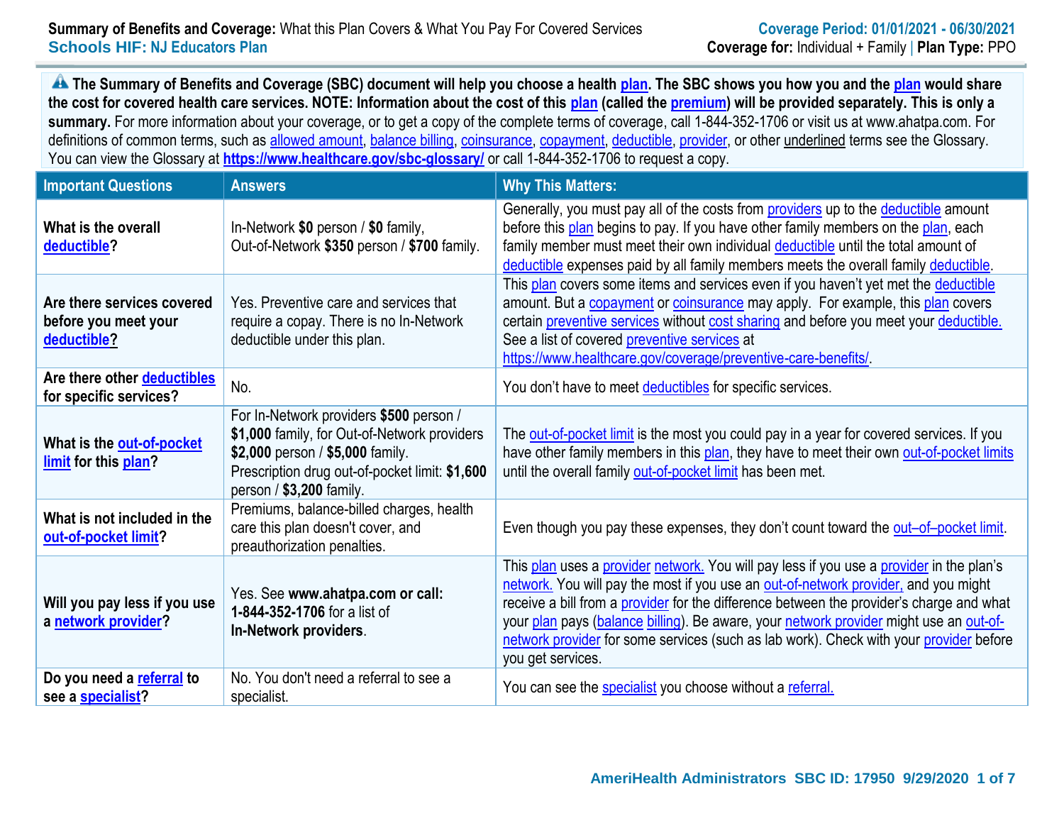**Summary of Benefits and Coverage:** What this Plan Covers & What You Pay For Covered Services

**Schools HIF: NJ Educators Plan**

**Coverage Period: 01/01/2021 - 06/30/2021**

**Coverage for:** Individual + Family | **Plan Type:** PPO

**The Summary of Benefits and Coverage (SBC) document will help you choose a health plan. The SBC shows you how you and the plan would share the cost for covered health care services. NOTE: Information about the cost of this plan (called the premium) will be provided separately. This is only a summary.** For more information about your coverage, or to get a copy of the complete terms of coverage, call 1-844-352-1706 or visit us at www.ahatpa.com. For definitions of common terms, such as allowed amount, balance billing, coinsurance, copayment, deductible, provider, or other underlined terms see the Glossary. You can view the Glossary at **https://www.healthcare.gov/sbc-glossary/** or call 1-844-352-1706 to request a copy.

| Important Questions | Answers | Why This Matters: |
|---|---|---|
| **What is the overall deductible?** | In-Network **$0** person / **$0** family, Out-of-Network **$350** person / **$700** family. | Generally, you must pay all of the costs from providers up to the deductible amount before this plan begins to pay. If you have other family members on the plan, each family member must meet their own individual deductible until the total amount of deductible expenses paid by all family members meets the overall family deductible. |
| **Are there services covered before you meet your deductible?** | Yes. Preventive care and services that require a copay. There is no In-Network deductible under this plan. | This plan covers some items and services even if you haven't yet met the deductible amount. But a copayment or coinsurance may apply. For example, this plan covers certain preventive services without cost sharing and before you meet your deductible. See a list of covered preventive services at https://www.healthcare.gov/coverage/preventive-care-benefits/. |
| **Are there other deductibles for specific services?** | No. | You don't have to meet deductibles for specific services. |
| **What is the out-of-pocket limit for this plan?** | For In-Network providers **$500** person / **$1,000** family, for Out-of-Network providers **$2,000** person / **$5,000** family. Prescription drug out-of-pocket limit: **$1,600** person / **$3,200** family. | The out-of-pocket limit is the most you could pay in a year for covered services. If you have other family members in this plan, they have to meet their own out-of-pocket limits until the overall family out-of-pocket limit has been met. |
| **What is not included in the out-of-pocket limit?** | Premiums, balance-billed charges, health care this plan doesn't cover, and preauthorization penalties. | Even though you pay these expenses, they don't count toward the out–of–pocket limit. |
| **Will you pay less if you use a network provider?** | Yes. See **www.ahatpa.com or call: 1-844-352-1706** for a list of **In-Network providers**. | This plan uses a provider network. You will pay less if you use a provider in the plan's network. You will pay the most if you use an out-of-network provider, and you might receive a bill from a provider for the difference between the provider's charge and what your plan pays (balance billing). Be aware, your network provider might use an out-of-network provider for some services (such as lab work). Check with your provider before you get services. |
| **Do you need a referral to see a specialist?** | No. You don't need a referral to see a specialist. | You can see the specialist you choose without a referral. |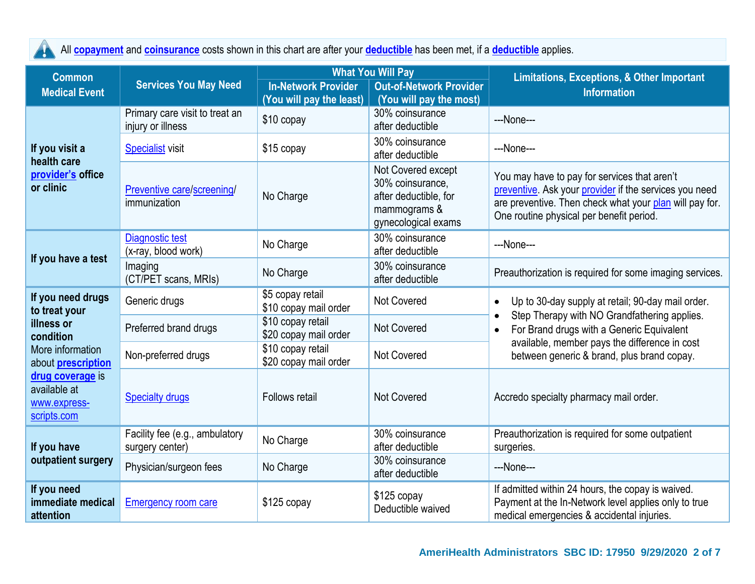All **copayment** and **coinsurance** costs shown in this chart are after your **deductible** has been met, if a **deductible** applies.

| Common Medical Event | Services You May Need | What You Will Pay | | Limitations, Exceptions, & Other Important Information |
|---|---|---|---|---|
| | | In-Network Provider (You will pay the least) | Out-of-Network Provider (You will pay the most) | |
| **If you visit a health care provider's office or clinic** | Primary care visit to treat an injury or illness | $10 copay | 30% coinsurance after deductible | ---None--- |
| | Specialist visit | $15 copay | 30% coinsurance after deductible | ---None--- |
| | Preventive care/screening/ immunization | No Charge | Not Covered except 30% coinsurance, after deductible, for mammograms & gynecological exams | You may have to pay for services that aren't preventive. Ask your provider if the services you need are preventive. Then check what your plan will pay for. One routine physical per benefit period. |
| **If you have a test** | Diagnostic test (x-ray, blood work) | No Charge | 30% coinsurance after deductible | ---None--- |
| | Imaging (CT/PET scans, MRIs) | No Charge | 30% coinsurance after deductible | Preauthorization is required for some imaging services. |
| **If you need drugs to treat your illness or condition** More information about **prescription drug coverage** is available at www.express-scripts.com | Generic drugs | $5 copay retail<br>$10 copay mail order | Not Covered | • Up to 30-day supply at retail; 90-day mail order.<br>• Step Therapy with NO Grandfathering applies.<br>• For Brand drugs with a Generic Equivalent available, member pays the difference in cost between generic & brand, plus brand copay. |
| | Preferred brand drugs | $10 copay retail<br>$20 copay mail order | Not Covered | |
| | Non-preferred drugs | $10 copay retail<br>$20 copay mail order | Not Covered | |
| | Specialty drugs | Follows retail | Not Covered | Accredo specialty pharmacy mail order. |
| **If you have outpatient surgery** | Facility fee (e.g., ambulatory surgery center) | No Charge | 30% coinsurance after deductible | Preauthorization is required for some outpatient surgeries. |
| | Physician/surgeon fees | No Charge | 30% coinsurance after deductible | ---None--- |
| **If you need immediate medical attention** | Emergency room care | $125 copay | $125 copay<br>Deductible waived | If admitted within 24 hours, the copay is waived. Payment at the In-Network level applies only to true medical emergencies & accidental injuries. |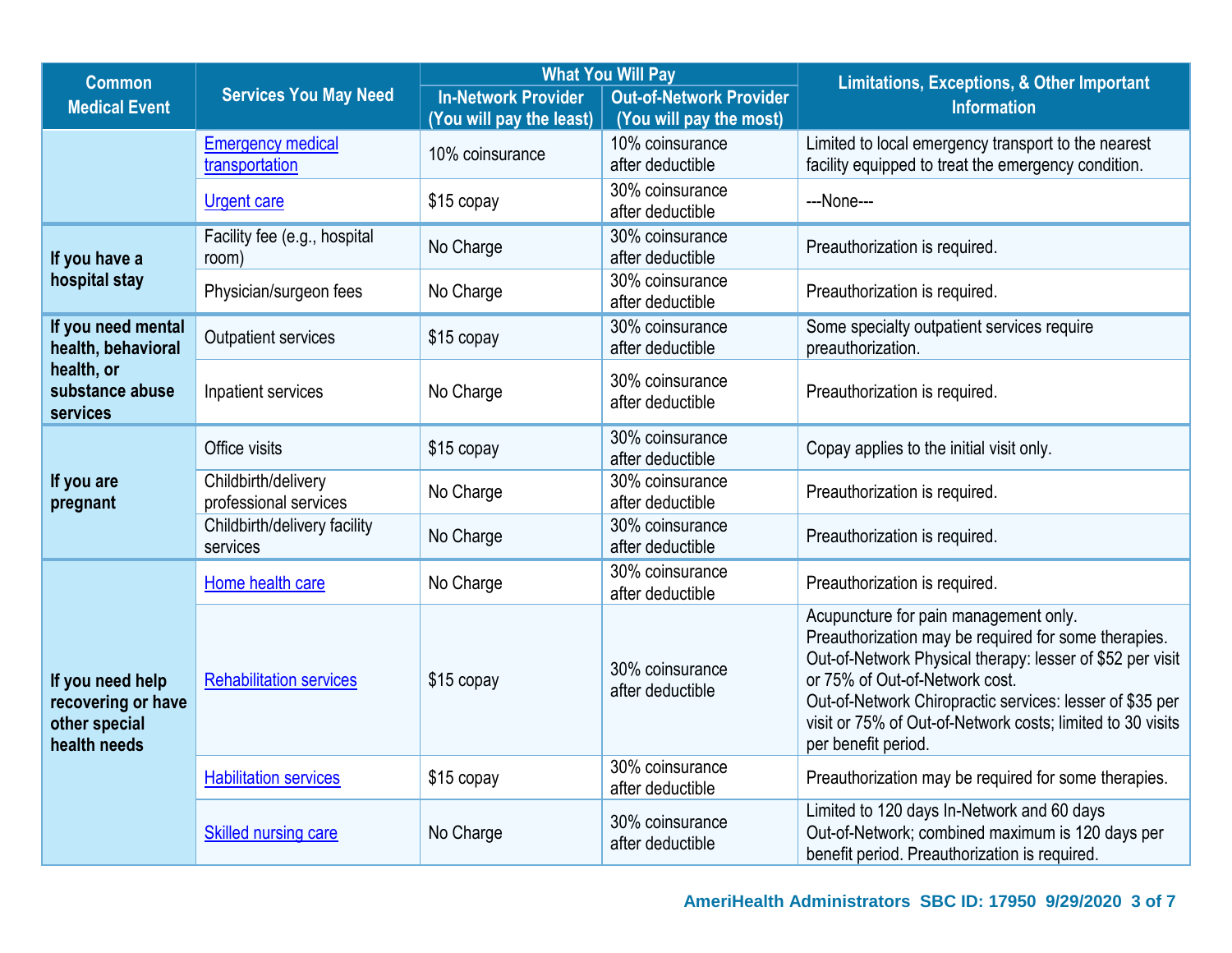| Common Medical Event | Services You May Need | What You Will Pay | | Limitations, Exceptions, & Other Important Information |
|---|---|---|---|---|
| | | In-Network Provider (You will pay the least) | Out-of-Network Provider (You will pay the most) | |
| | Emergency medical transportation | 10% coinsurance | 10% coinsurance after deductible | Limited to local emergency transport to the nearest facility equipped to treat the emergency condition. |
| | Urgent care | $15 copay | 30% coinsurance after deductible | ---None--- |
| **If you have a hospital stay** | Facility fee (e.g., hospital room) | No Charge | 30% coinsurance after deductible | Preauthorization is required. |
| | Physician/surgeon fees | No Charge | 30% coinsurance after deductible | Preauthorization is required. |
| **If you need mental health, behavioral health, or substance abuse services** | Outpatient services | $15 copay | 30% coinsurance after deductible | Some specialty outpatient services require preauthorization. |
| | Inpatient services | No Charge | 30% coinsurance after deductible | Preauthorization is required. |
| **If you are pregnant** | Office visits | $15 copay | 30% coinsurance after deductible | Copay applies to the initial visit only. |
| | Childbirth/delivery professional services | No Charge | 30% coinsurance after deductible | Preauthorization is required. |
| | Childbirth/delivery facility services | No Charge | 30% coinsurance after deductible | Preauthorization is required. |
| **If you need help recovering or have other special health needs** | Home health care | No Charge | 30% coinsurance after deductible | Preauthorization is required. |
| | Rehabilitation services | $15 copay | 30% coinsurance after deductible | Acupuncture for pain management only. Preauthorization may be required for some therapies. Out-of-Network Physical therapy: lesser of $52 per visit or 75% of Out-of-Network cost. Out-of-Network Chiropractic services: lesser of $35 per visit or 75% of Out-of-Network costs; limited to 30 visits per benefit period. |
| | Habilitation services | $15 copay | 30% coinsurance after deductible | Preauthorization may be required for some therapies. |
| | Skilled nursing care | No Charge | 30% coinsurance after deductible | Limited to 120 days In-Network and 60 days Out-of-Network; combined maximum is 120 days per benefit period. Preauthorization is required. |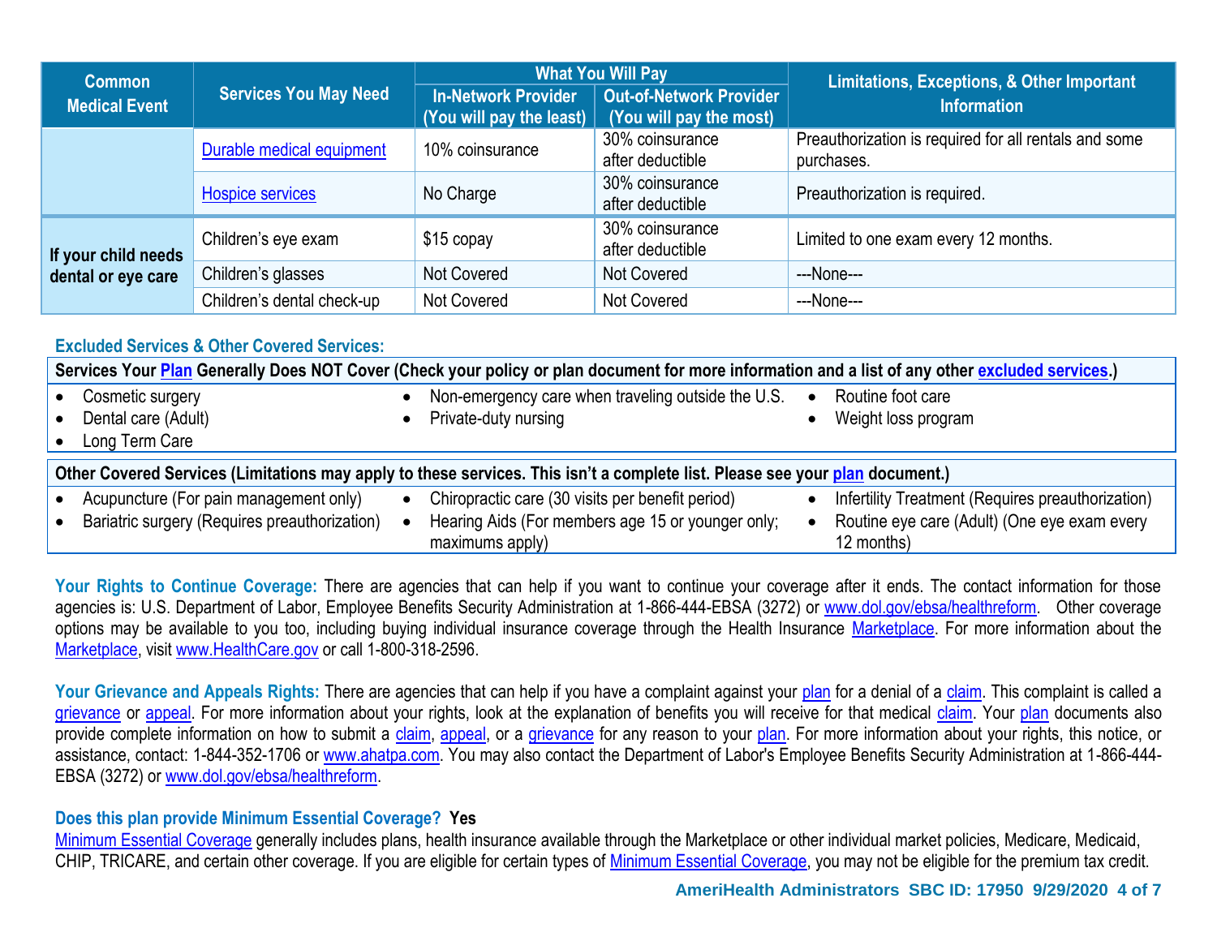| Common Medical Event | Services You May Need | What You Will Pay | | Limitations, Exceptions, & Other Important Information |
|---|---|---|---|---|
| | | In-Network Provider (You will pay the least) | Out-of-Network Provider (You will pay the most) | |
| | Durable medical equipment | 10% coinsurance | 30% coinsurance after deductible | Preauthorization is required for all rentals and some purchases. |
| | Hospice services | No Charge | 30% coinsurance after deductible | Preauthorization is required. |
| If your child needs dental or eye care | Children's eye exam | $15 copay | 30% coinsurance after deductible | Limited to one exam every 12 months. |
| | Children's glasses | Not Covered | Not Covered | ---None--- |
| | Children's dental check-up | Not Covered | Not Covered | ---None--- |

### Excluded Services & Other Covered Services:

**Services Your Plan Generally Does NOT Cover (Check your policy or plan document for more information and a list of any other excluded services.)**

- Cosmetic surgery
- Dental care (Adult)
- Long Term Care
- Non-emergency care when traveling outside the U.S.
- Private-duty nursing
- Routine foot care
- Weight loss program

**Other Covered Services (Limitations may apply to these services. This isn't a complete list. Please see your plan document.)**

- Acupuncture (For pain management only)
- Bariatric surgery (Requires preauthorization)
- Chiropractic care (30 visits per benefit period)
- Hearing Aids (For members age 15 or younger only; maximums apply)
- Infertility Treatment (Requires preauthorization)
- Routine eye care (Adult) (One eye exam every 12 months)

**Your Rights to Continue Coverage:** There are agencies that can help if you want to continue your coverage after it ends. The contact information for those agencies is: U.S. Department of Labor, Employee Benefits Security Administration at 1-866-444-EBSA (3272) or www.dol.gov/ebsa/healthreform. Other coverage options may be available to you too, including buying individual insurance coverage through the Health Insurance Marketplace. For more information about the Marketplace, visit www.HealthCare.gov or call 1-800-318-2596.

**Your Grievance and Appeals Rights:** There are agencies that can help if you have a complaint against your plan for a denial of a claim. This complaint is called a grievance or appeal. For more information about your rights, look at the explanation of benefits you will receive for that medical claim. Your plan documents also provide complete information on how to submit a claim, appeal, or a grievance for any reason to your plan. For more information about your rights, this notice, or assistance, contact: 1-844-352-1706 or www.ahatpa.com. You may also contact the Department of Labor's Employee Benefits Security Administration at 1-866-444-EBSA (3272) or www.dol.gov/ebsa/healthreform.

**Does this plan provide Minimum Essential Coverage? Yes**

Minimum Essential Coverage generally includes plans, health insurance available through the Marketplace or other individual market policies, Medicare, Medicaid, CHIP, TRICARE, and certain other coverage. If you are eligible for certain types of Minimum Essential Coverage, you may not be eligible for the premium tax credit.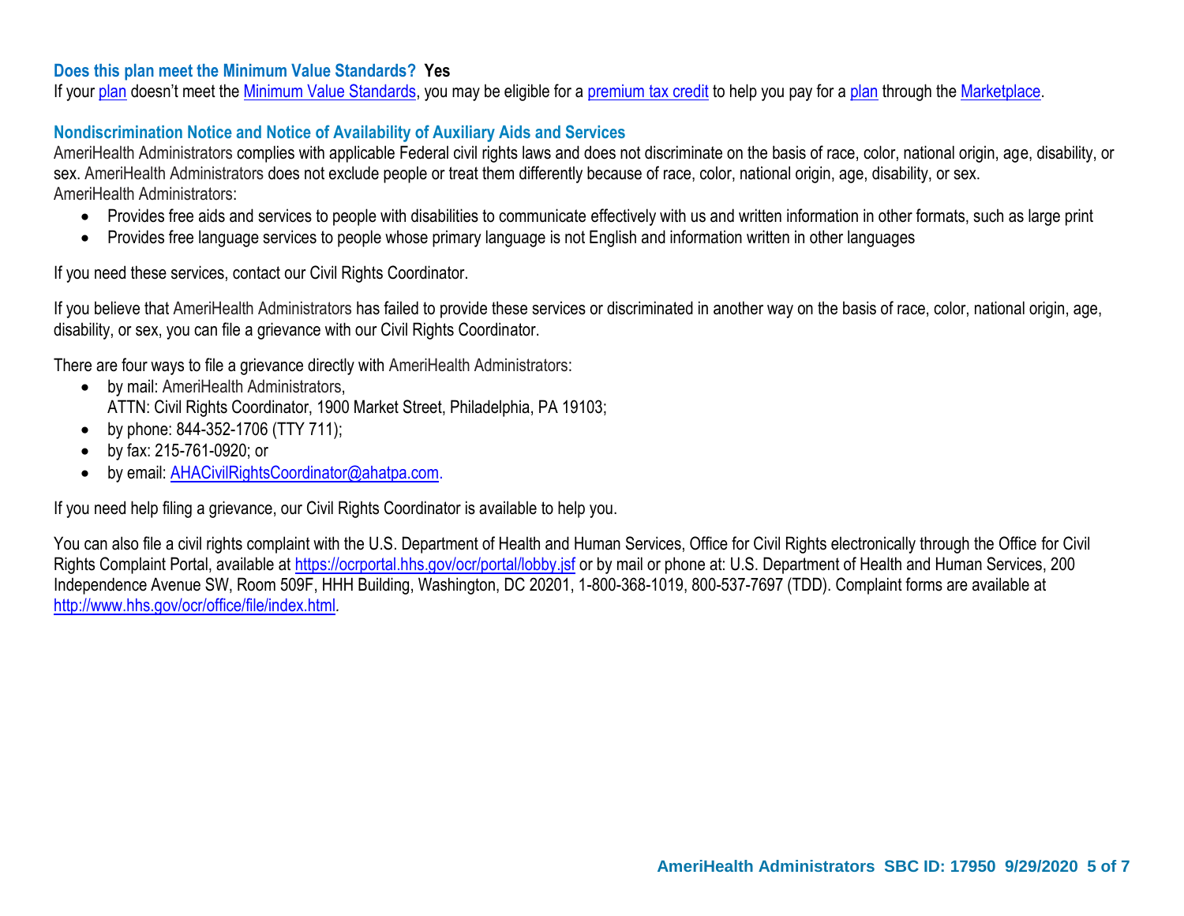### Does this plan meet the Minimum Value Standards? **Yes**

If your plan doesn't meet the Minimum Value Standards, you may be eligible for a premium tax credit to help you pay for a plan through the Marketplace.

### Nondiscrimination Notice and Notice of Availability of Auxiliary Aids and Services

AmeriHealth Administrators complies with applicable Federal civil rights laws and does not discriminate on the basis of race, color, national origin, age, disability, or sex. AmeriHealth Administrators does not exclude people or treat them differently because of race, color, national origin, age, disability, or sex.

AmeriHealth Administrators:

- Provides free aids and services to people with disabilities to communicate effectively with us and written information in other formats, such as large print
- Provides free language services to people whose primary language is not English and information written in other languages

If you need these services, contact our Civil Rights Coordinator.

If you believe that AmeriHealth Administrators has failed to provide these services or discriminated in another way on the basis of race, color, national origin, age, disability, or sex, you can file a grievance with our Civil Rights Coordinator.

There are four ways to file a grievance directly with AmeriHealth Administrators:

- by mail: AmeriHealth Administrators,
  ATTN: Civil Rights Coordinator, 1900 Market Street, Philadelphia, PA 19103;
- by phone: 844-352-1706 (TTY 711);
- by fax: 215-761-0920; or
- by email: AHACivilRightsCoordinator@ahatpa.com.

If you need help filing a grievance, our Civil Rights Coordinator is available to help you.

You can also file a civil rights complaint with the U.S. Department of Health and Human Services, Office for Civil Rights electronically through the Office for Civil Rights Complaint Portal, available at https://ocrportal.hhs.gov/ocr/portal/lobby.jsf or by mail or phone at: U.S. Department of Health and Human Services, 200 Independence Avenue SW, Room 509F, HHH Building, Washington, DC 20201, 1-800-368-1019, 800-537-7697 (TDD). Complaint forms are available at http://www.hhs.gov/ocr/office/file/index.html.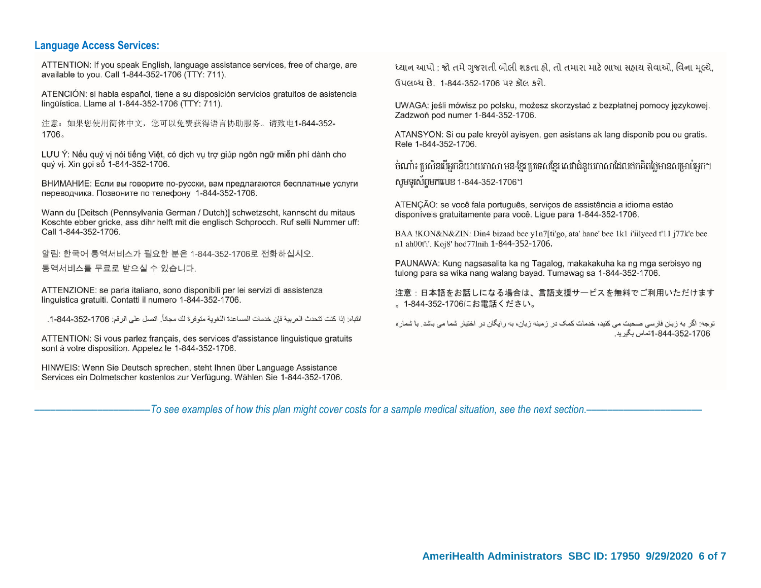## Language Access Services:

ATTENTION: If you speak English, language assistance services, free of charge, are available to you. Call 1-844-352-1706 (TTY: 711).

ATENCIÓN: si habla español, tiene a su disposición servicios gratuitos de asistencia lingüística. Llame al 1-844-352-1706 (TTY: 711).

注意：如果您使用简体中文，您可以免费获得语言协助服务。请致电1-844-352-1706。

LƯU Ý: Nếu quý vị nói tiếng Việt, có dịch vụ trợ giúp ngôn ngữ miễn phí dành cho quý vị. Xin gọi số 1-844-352-1706.

ВНИМАНИЕ: Если вы говорите по-русски, вам предлагаются бесплатные услуги переводчика. Позвоните по телефону 1-844-352-1706.

Wann du [Deitsch (Pennsylvania German / Dutch)] schwetzscht, kannscht du mitaus Koschte ebber gricke, ass dihr helft mit die englisch Schprooch. Ruf selli Nummer uff: Call 1-844-352-1706.

알림: 한국어 통역서비스가 필요한 분은 1-844-352-1706로 전화하십시오. 통역서비스를 무료로 받으실 수 있습니다.

ATTENZIONE: se parla italiano, sono disponibili per lei servizi di assistenza linguistica gratuiti. Contatti il numero 1-844-352-1706.

انتباه: إذا كنت تتحدث العربية فإن خدمات المساعدة اللغوية متوفرة لك مجاناً. اتصل على الرقم: 1-844-352-1706.

ATTENTION: Si vous parlez français, des services d'assistance linguistique gratuits sont à votre disposition. Appelez le 1-844-352-1706.

HINWEIS: Wenn Sie Deutsch sprechen, steht Ihnen über Language Assistance Services ein Dolmetscher kostenlos zur Verfügung. Wählen Sie 1-844-352-1706.

ધ્યાન આપો : જો તમે ગુજરાતી બોલી શકતા હો, તો તમારા માટે ભાષા સહાય સેવાઓ, વિના મૂલ્યે, ઉપલબ્ધ છે. 1-844-352-1706 પર કૉલ કરો.

UWAGA: jeśli mówisz po polsku, możesz skorzystać z bezpłatnej pomocy językowej. Zadzwoń pod numer 1-844-352-1706.

ATANSYON: Si ou pale kreyòl ayisyen, gen asistans ak lang disponib pou ou gratis. Rele 1-844-352-1706.

ចំណាំ៖ ប្រសិនបើអ្នកនិយាយភាសា មន-ខ្មែរ ប្រទេសខ្មែរ សេវាជំនួយភាសាដែលឥតគិតថ្លៃមានសម្រាប់អ្នក។ សូមទូរស័ព្ទមកលេខ 1-844-352-1706។

ATENÇÃO: se você fala português, serviços de assistência a idioma estão disponíveis gratuitamente para você. Ligue para 1-844-352-1706.

BAA !KON&N&ZIN: Din4 bizaad bee y1n7[ti'go, ata' hane' bee 1k1 i'iilyeed t'11 j77k'e bee n1 ah00t'i'. Koj8' hod77lnih 1-844-352-1706.

PAUNAWA: Kung nagsasalita ka ng Tagalog, makakakuha ka ng mga serbisyo ng tulong para sa wika nang walang bayad. Tumawag sa 1-844-352-1706.

注意：日本語をお話しになる場合は、言語支援サービスを無料でご利用いただけます。1-844-352-1706にお電話ください。

توجه: اگر به زبان فارسی صحبت می کنید، خدمات کمک در زمینه زبان، به رایگان در اختیار شما می باشد. با شماره 1-844-352-1706تماس بگیرید.

*——————————To see examples of how this plan might cover costs for a sample medical situation, see the next section.——————————*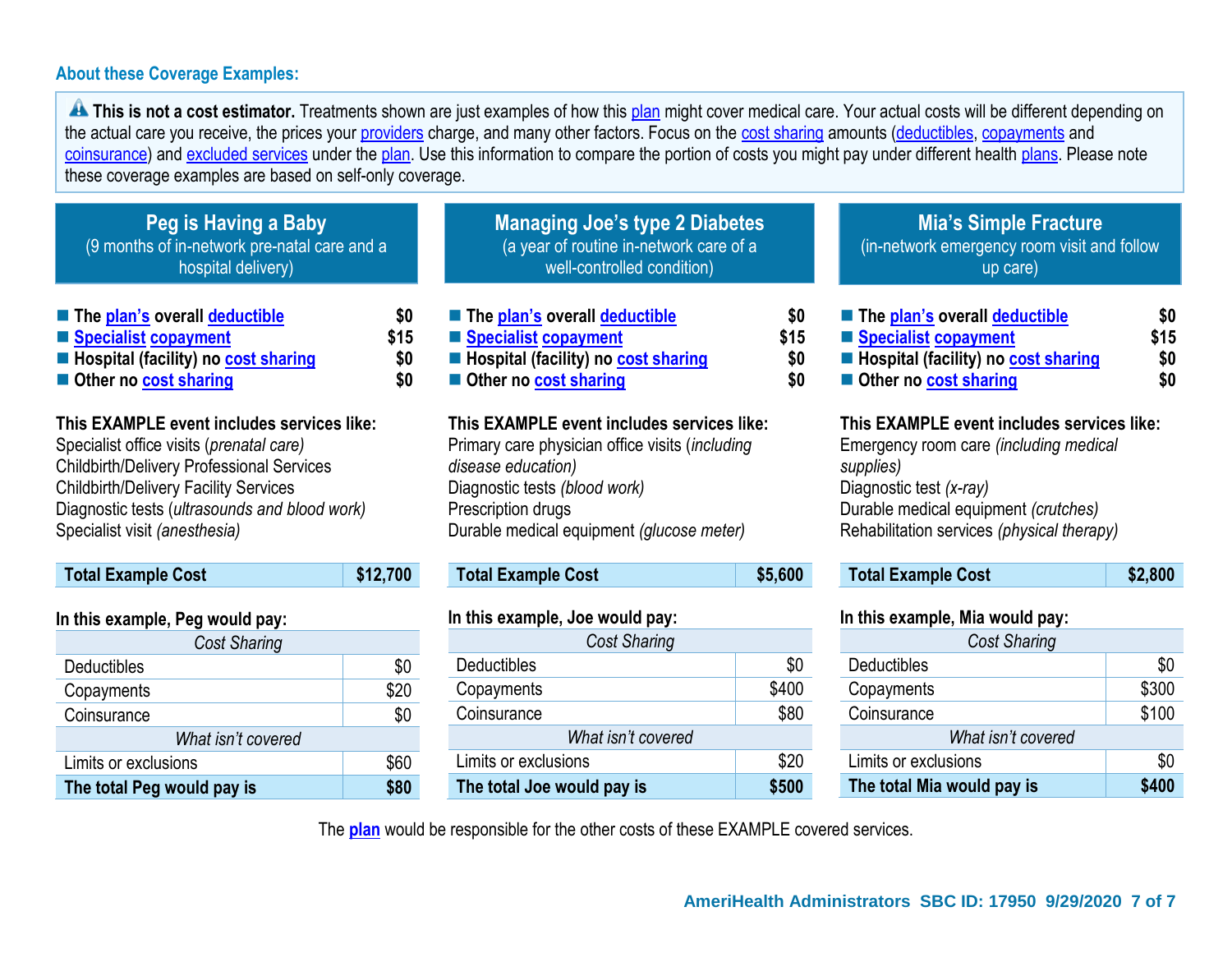### About these Coverage Examples:

⚠ **This is not a cost estimator.** Treatments shown are just examples of how this plan might cover medical care. Your actual costs will be different depending on the actual care you receive, the prices your providers charge, and many other factors. Focus on the cost sharing amounts (deductibles, copayments and coinsurance) and excluded services under the plan. Use this information to compare the portion of costs you might pay under different health plans. Please note these coverage examples are based on self-only coverage.

## Peg is Having a Baby

(9 months of in-network pre-natal care and a hospital delivery)

| | |
|---|---|
| ■ **The plan's overall deductible** | **$0** |
| ■ **Specialist copayment** | **$15** |
| ■ **Hospital (facility) no cost sharing** | **$0** |
| ■ **Other no cost sharing** | **$0** |

**This EXAMPLE event includes services like:**
Specialist office visits (*prenatal care)*
Childbirth/Delivery Professional Services
Childbirth/Delivery Facility Services
Diagnostic tests (*ultrasounds and blood work)*
Specialist visit *(anesthesia)*

| **Total Example Cost** | **$12,700** |
|---|---|

**In this example, Peg would pay:**

| | |
|---|---|
| *Cost Sharing* | |
| Deductibles | $0 |
| Copayments | $20 |
| Coinsurance | $0 |
| *What isn't covered* | |
| Limits or exclusions | $60 |
| **The total Peg would pay is** | **$80** |

## Managing Joe's type 2 Diabetes

(a year of routine in-network care of a well-controlled condition)

| | |
|---|---|
| ■ **The plan's overall deductible** | **$0** |
| ■ **Specialist copayment** | **$15** |
| ■ **Hospital (facility) no cost sharing** | **$0** |
| ■ **Other no cost sharing** | **$0** |

**This EXAMPLE event includes services like:**
Primary care physician office visits (*including disease education)*
Diagnostic tests *(blood work)*
Prescription drugs
Durable medical equipment *(glucose meter)*

| **Total Example Cost** | **$5,600** |
|---|---|

**In this example, Joe would pay:**

| | |
|---|---|
| *Cost Sharing* | |
| Deductibles | $0 |
| Copayments | $400 |
| Coinsurance | $80 |
| *What isn't covered* | |
| Limits or exclusions | $20 |
| **The total Joe would pay is** | **$500** |

## Mia's Simple Fracture

(in-network emergency room visit and follow up care)

| | |
|---|---|
| ■ **The plan's overall deductible** | **$0** |
| ■ **Specialist copayment** | **$15** |
| ■ **Hospital (facility) no cost sharing** | **$0** |
| ■ **Other no cost sharing** | **$0** |

**This EXAMPLE event includes services like:**
Emergency room care *(including medical supplies)*
Diagnostic test *(x-ray)*
Durable medical equipment *(crutches)*
Rehabilitation services *(physical therapy)*

| **Total Example Cost** | **$2,800** |
|---|---|

**In this example, Mia would pay:**

| | |
|---|---|
| *Cost Sharing* | |
| Deductibles | $0 |
| Copayments | $300 |
| Coinsurance | $100 |
| *What isn't covered* | |
| Limits or exclusions | $0 |
| **The total Mia would pay is** | **$400** |

The **plan** would be responsible for the other costs of these EXAMPLE covered services.

**AmeriHealth Administrators SBC ID: 17950 9/29/2020**